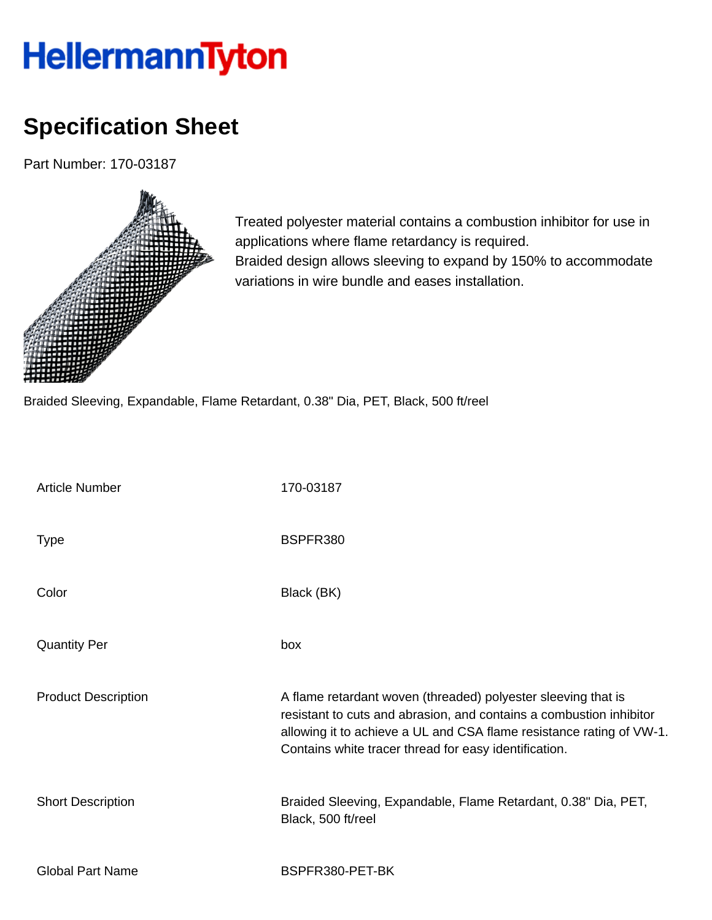HellermannTyton

# Specification Sheet

Part Number: 170-03187

Treated polyester material contains a combustion inhibitor for use in applications where flame retardancy is required.
Braided design allows sleeving to expand by 150% to accommodate variations in wire bundle and eases installation.

Braided Sleeving, Expandable, Flame Retardant, 0.38" Dia, PET, Black, 500 ft/reel

| | |
|---|---|
| Article Number | 170-03187 |
| Type | BSPFR380 |
| Color | Black (BK) |
| Quantity Per | box |
| Product Description | A flame retardant woven (threaded) polyester sleeving that is resistant to cuts and abrasion, and contains a combustion inhibitor allowing it to achieve a UL and CSA flame resistance rating of VW-1. Contains white tracer thread for easy identification. |
| Short Description | Braided Sleeving, Expandable, Flame Retardant, 0.38" Dia, PET, Black, 500 ft/reel |
| Global Part Name | BSPFR380-PET-BK |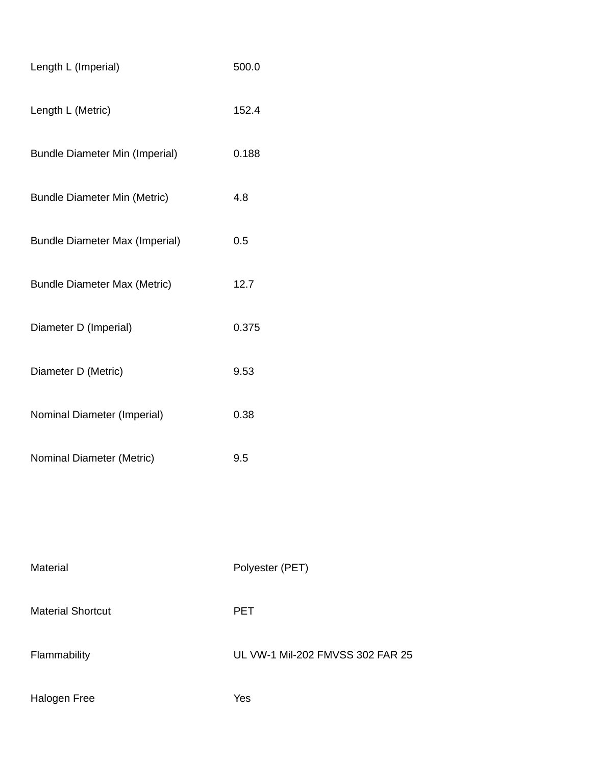| | |
|---|---|
| Length L (Imperial) | 500.0 |
| Length L (Metric) | 152.4 |
| Bundle Diameter Min (Imperial) | 0.188 |
| Bundle Diameter Min (Metric) | 4.8 |
| Bundle Diameter Max (Imperial) | 0.5 |
| Bundle Diameter Max (Metric) | 12.7 |
| Diameter D (Imperial) | 0.375 |
| Diameter D (Metric) | 9.53 |
| Nominal Diameter (Imperial) | 0.38 |
| Nominal Diameter (Metric) | 9.5 |

| | |
|---|---|
| Material | Polyester (PET) |
| Material Shortcut | PET |
| Flammability | UL VW-1 Mil-202 FMVSS 302 FAR 25 |
| Halogen Free | Yes |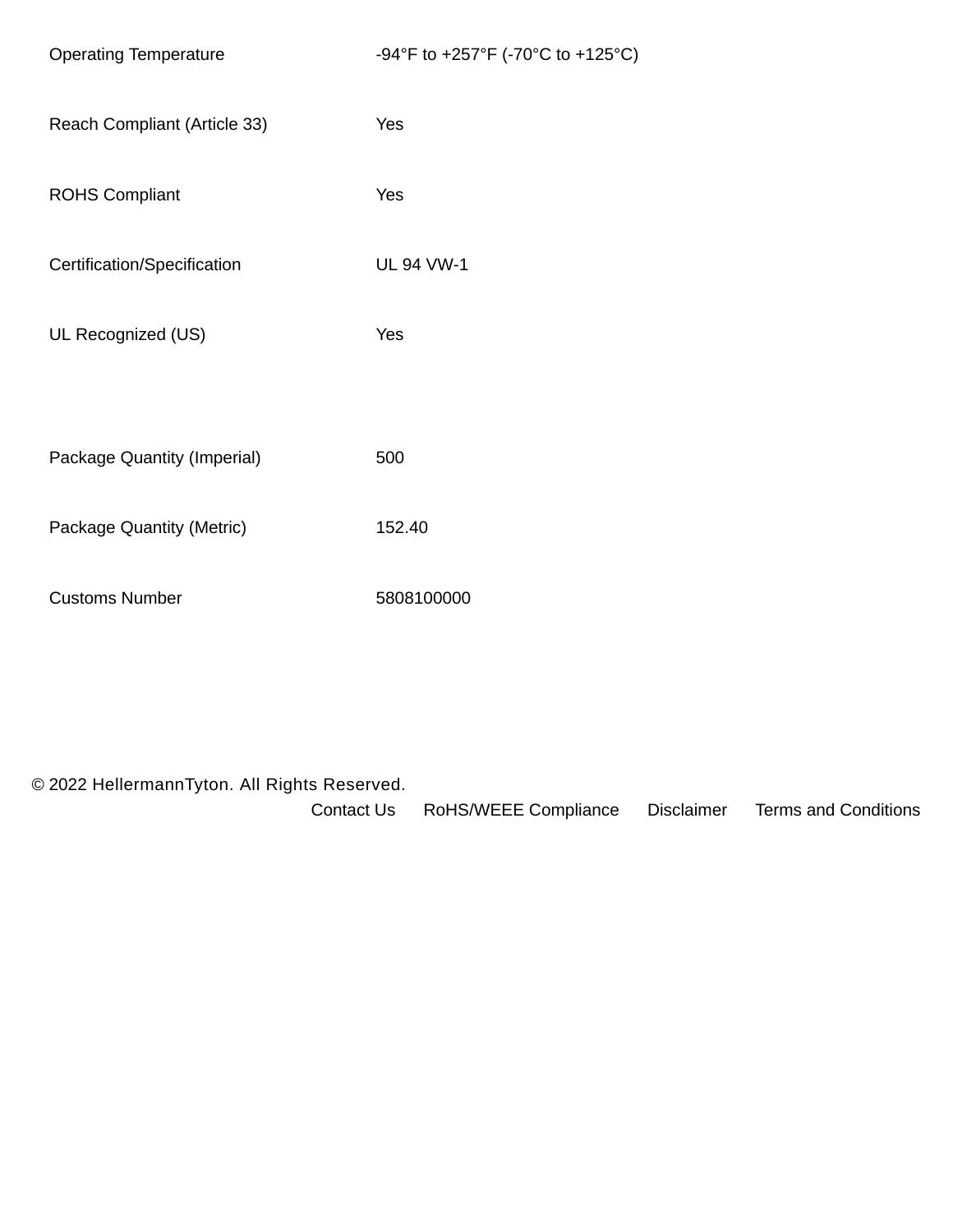| | |
|---|---|
| Operating Temperature | -94°F to +257°F (-70°C to +125°C) |
| Reach Compliant (Article 33) | Yes |
| ROHS Compliant | Yes |
| Certification/Specification | UL 94 VW-1 |
| UL Recognized (US) | Yes |

| | |
|---|---|
| Package Quantity (Imperial) | 500 |
| Package Quantity (Metric) | 152.40 |
| Customs Number | 5808100000 |

© 2022 HellermannTyton. All Rights Reserved.

Contact Us RoHS/WEEE Compliance Disclaimer Terms and Conditions